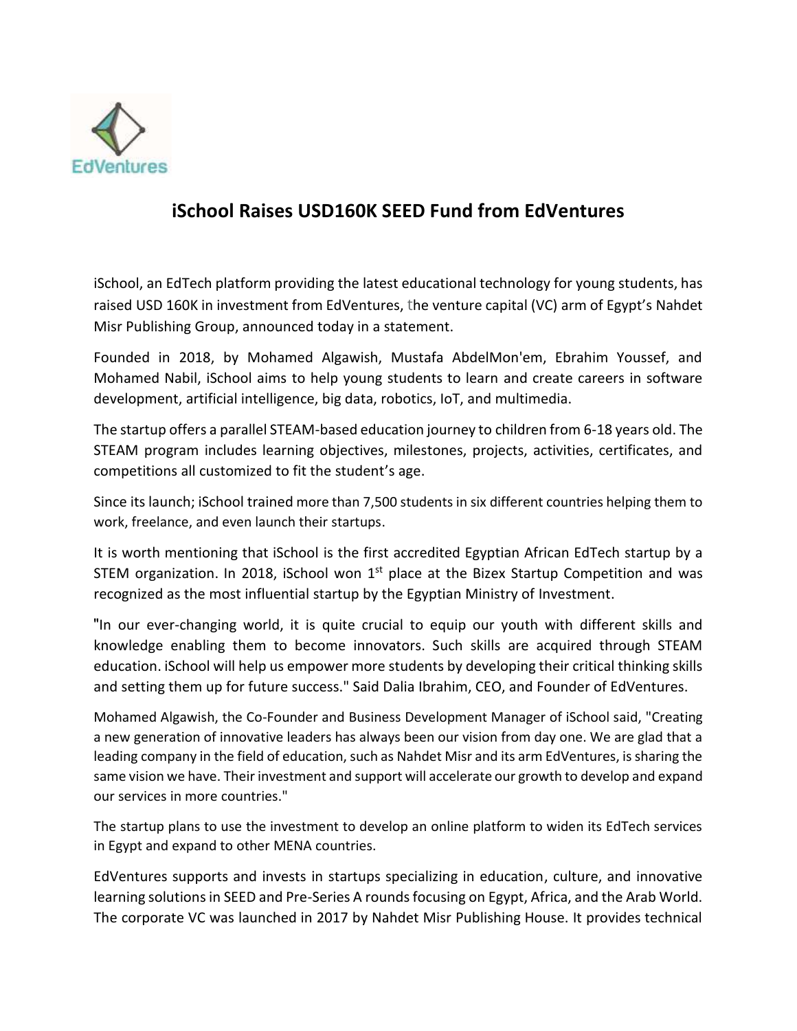EdVentures

# iSchool Raises USD160K SEED Fund from EdVentures

iSchool, an EdTech platform providing the latest educational technology for young students, has raised USD 160K in investment from EdVentures, the venture capital (VC) arm of Egypt's Nahdet Misr Publishing Group, announced today in a statement.

Founded in 2018, by Mohamed Algawish, Mustafa AbdelMon'em, Ebrahim Youssef, and Mohamed Nabil, iSchool aims to help young students to learn and create careers in software development, artificial intelligence, big data, robotics, IoT, and multimedia.

The startup offers a parallel STEAM-based education journey to children from 6-18 years old. The STEAM program includes learning objectives, milestones, projects, activities, certificates, and competitions all customized to fit the student's age.

Since its launch; iSchool trained more than 7,500 students in six different countries helping them to work, freelance, and even launch their startups.

It is worth mentioning that iSchool is the first accredited Egyptian African EdTech startup by a STEM organization. In 2018, iSchool won 1st place at the Bizex Startup Competition and was recognized as the most influential startup by the Egyptian Ministry of Investment.

"In our ever-changing world, it is quite crucial to equip our youth with different skills and knowledge enabling them to become innovators. Such skills are acquired through STEAM education. iSchool will help us empower more students by developing their critical thinking skills and setting them up for future success." Said Dalia Ibrahim, CEO, and Founder of EdVentures.

Mohamed Algawish, the Co-Founder and Business Development Manager of iSchool said, "Creating a new generation of innovative leaders has always been our vision from day one. We are glad that a leading company in the field of education, such as Nahdet Misr and its arm EdVentures, is sharing the same vision we have. Their investment and support will accelerate our growth to develop and expand our services in more countries."

The startup plans to use the investment to develop an online platform to widen its EdTech services in Egypt and expand to other MENA countries.

EdVentures supports and invests in startups specializing in education, culture, and innovative learning solutions in SEED and Pre-Series A rounds focusing on Egypt, Africa, and the Arab World. The corporate VC was launched in 2017 by Nahdet Misr Publishing House. It provides technical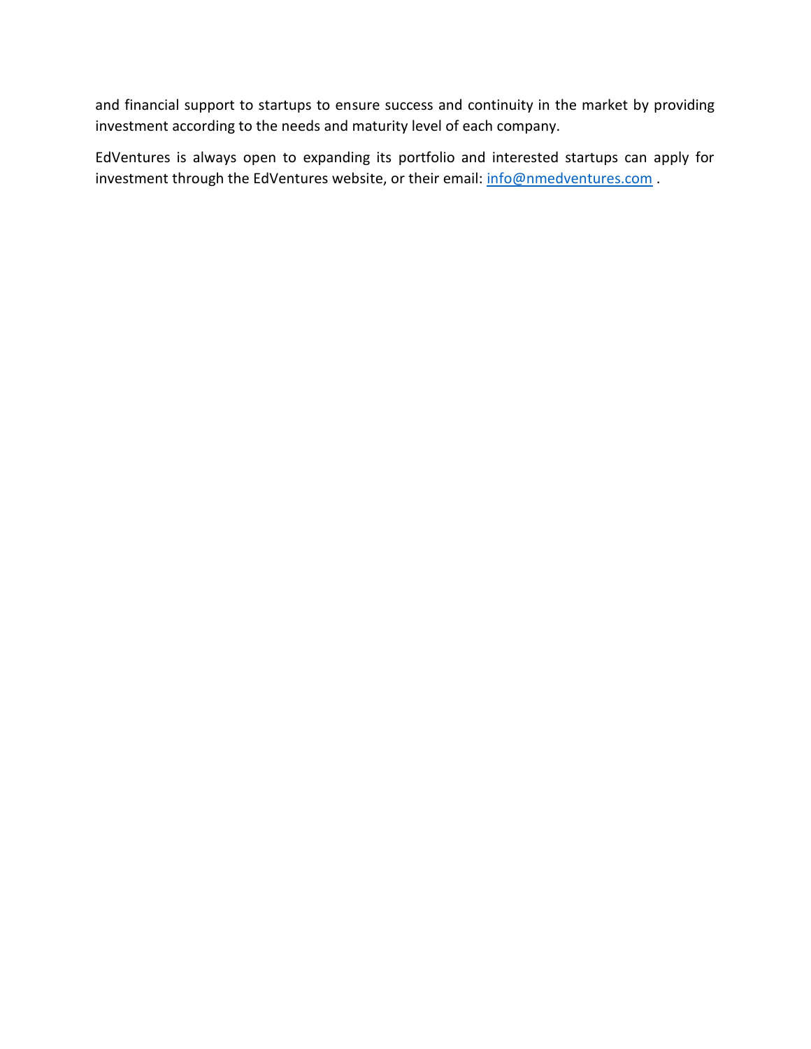and financial support to startups to ensure success and continuity in the market by providing investment according to the needs and maturity level of each company.

EdVentures is always open to expanding its portfolio and interested startups can apply for investment through the EdVentures website, or their email: [info@nmedventures.com](mailto:info@nmedventures.com) .